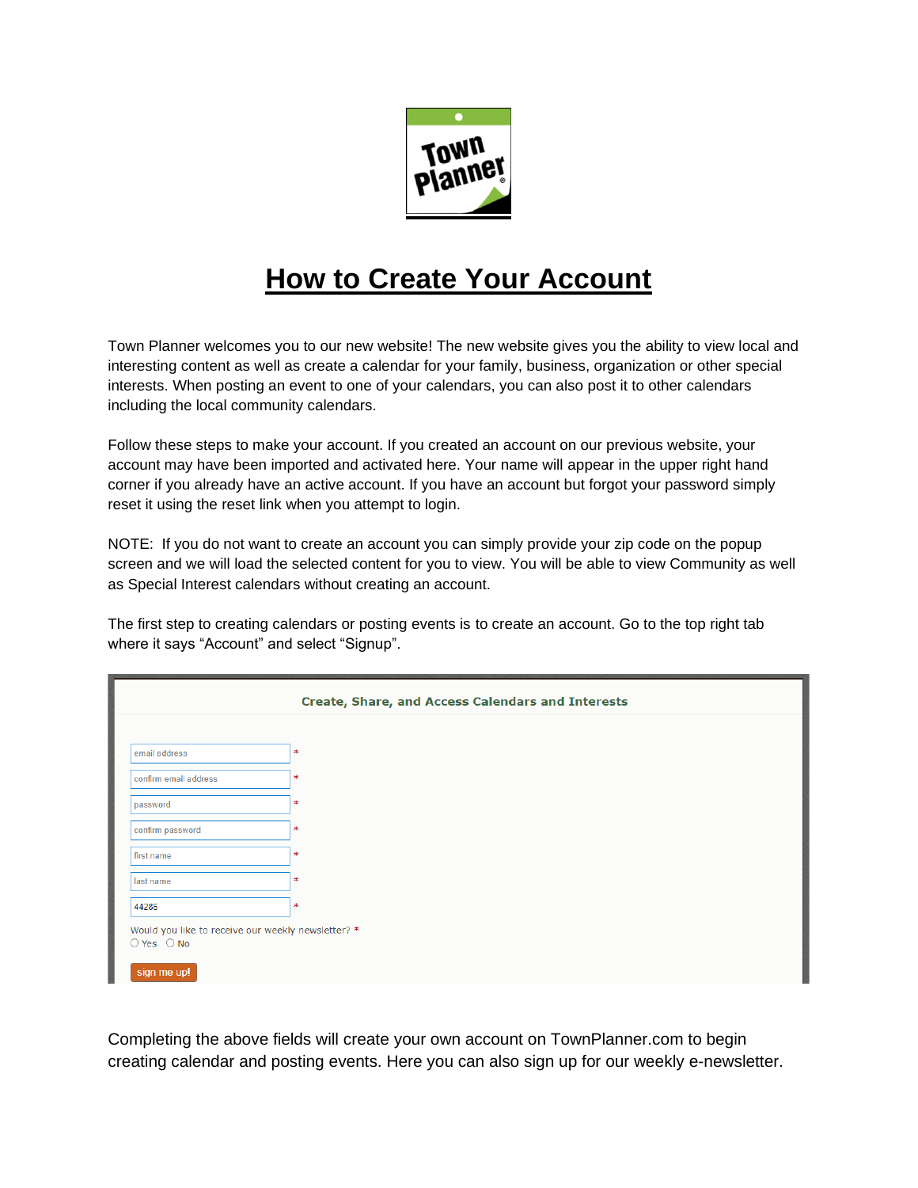# How to Create Your Account

Town Planner welcomes you to our new website! The new website gives you the ability to view local and interesting content as well as create a calendar for your family, business, organization or other special interests. When posting an event to one of your calendars, you can also post it to other calendars including the local community calendars.

Follow these steps to make your account. If you created an account on our previous website, your account may have been imported and activated here. Your name will appear in the upper right hand corner if you already have an active account. If you have an account but forgot your password simply reset it using the reset link when you attempt to login.

NOTE: If you do not want to create an account you can simply provide your zip code on the popup screen and we will load the selected content for you to view. You will be able to view Community as well as Special Interest calendars without creating an account.

The first step to creating calendars or posting events is to create an account. Go to the top right tab where it says "Account" and select "Signup".

Create, Share, and Access Calendars and Interests

email address *

confirm email address *

password *

confirm password *

first name *

last name *

44285 *

Would you like to receive our weekly newsletter? *
Yes No

sign me up!

Completing the above fields will create your own account on TownPlanner.com to begin creating calendar and posting events. Here you can also sign up for our weekly e-newsletter.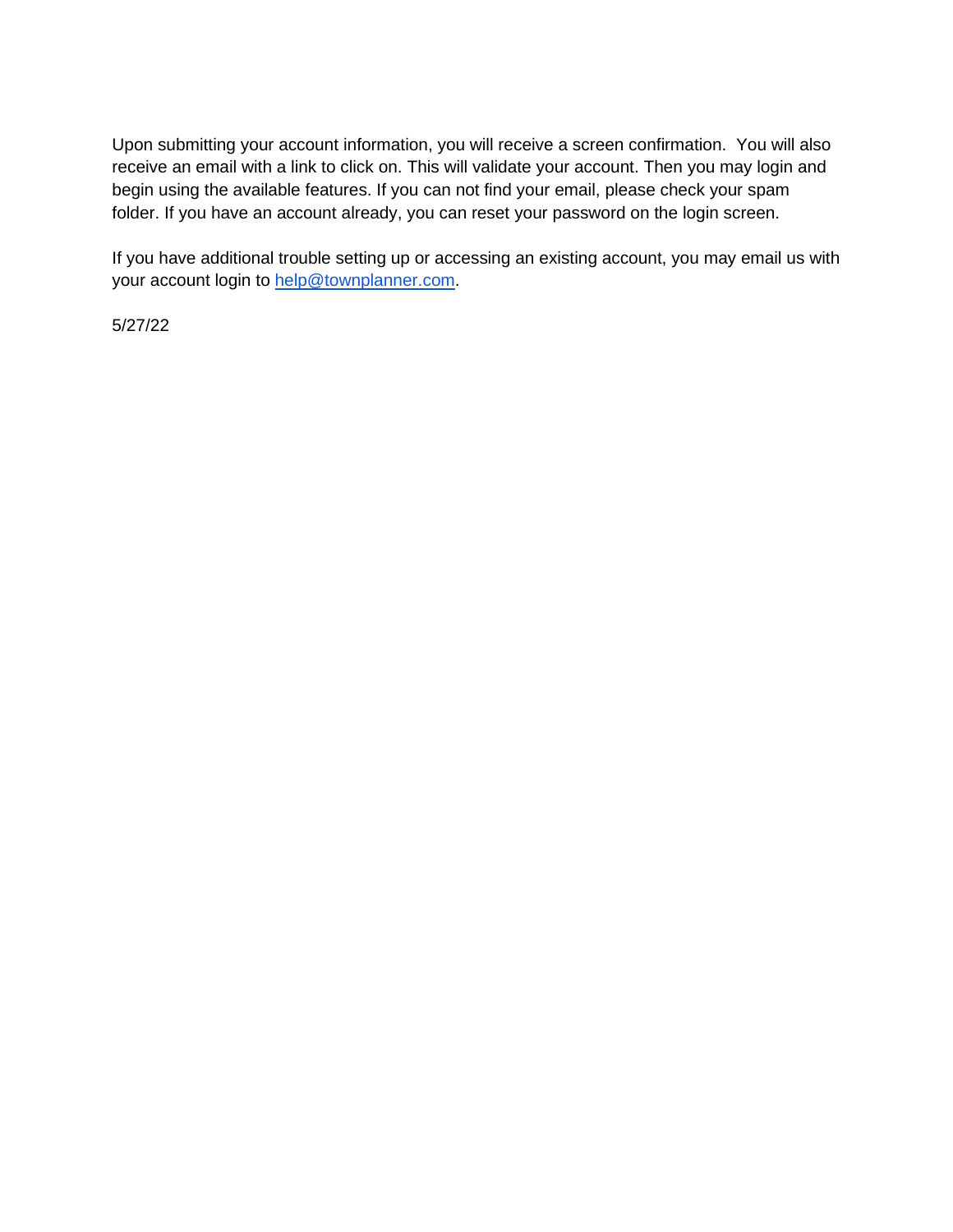Upon submitting your account information, you will receive a screen confirmation.  You will also receive an email with a link to click on. This will validate your account. Then you may login and begin using the available features. If you can not find your email, please check your spam folder. If you have an account already, you can reset your password on the login screen.

If you have additional trouble setting up or accessing an existing account, you may email us with your account login to help@townplanner.com.

5/27/22